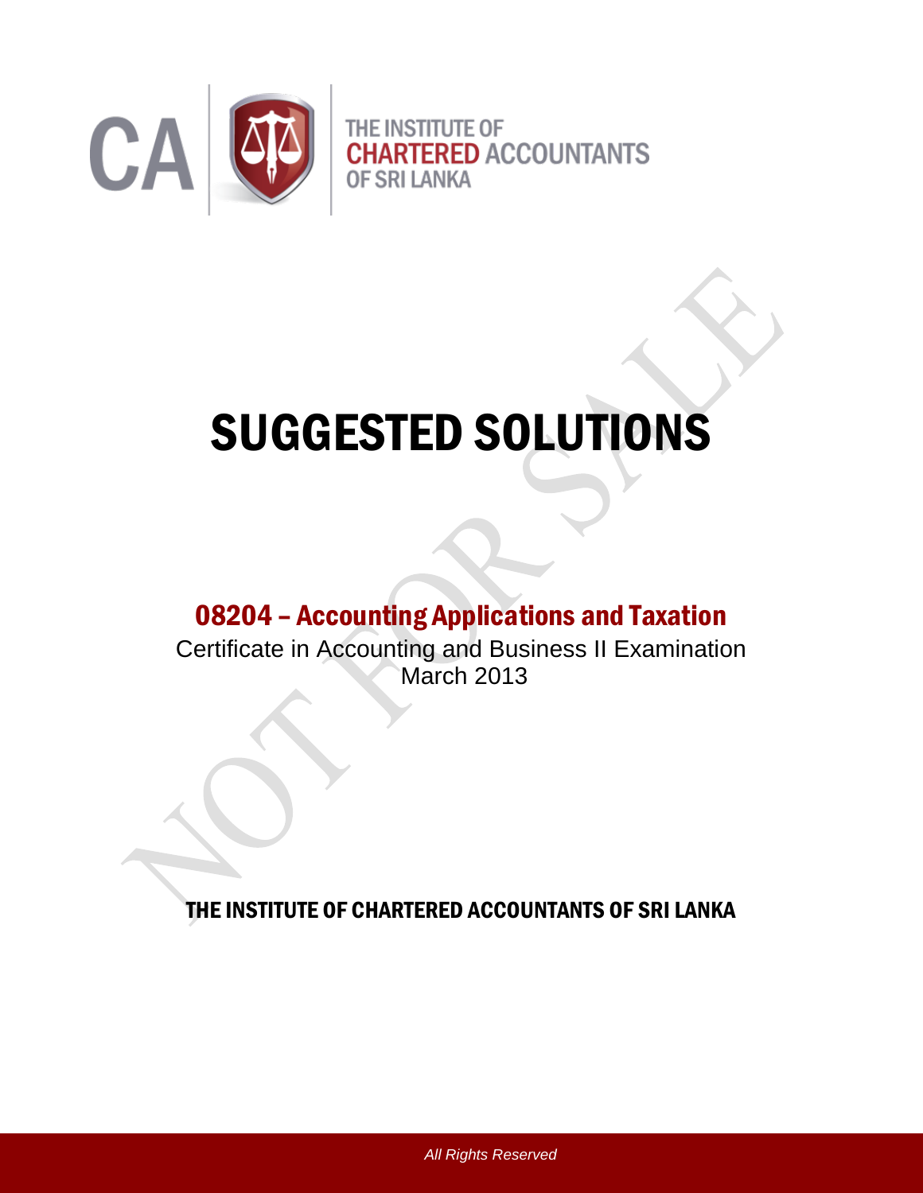THE INSTITUTE OF CHARTERED ACCOUNTANTS OF SRI LANKA

# SUGGESTED SOLUTIONS

## 08204 – Accounting Applications and Taxation

Certificate in Accounting and Business II Examination
March 2013

THE INSTITUTE OF CHARTERED ACCOUNTANTS OF SRI LANKA

*All Rights Reserved*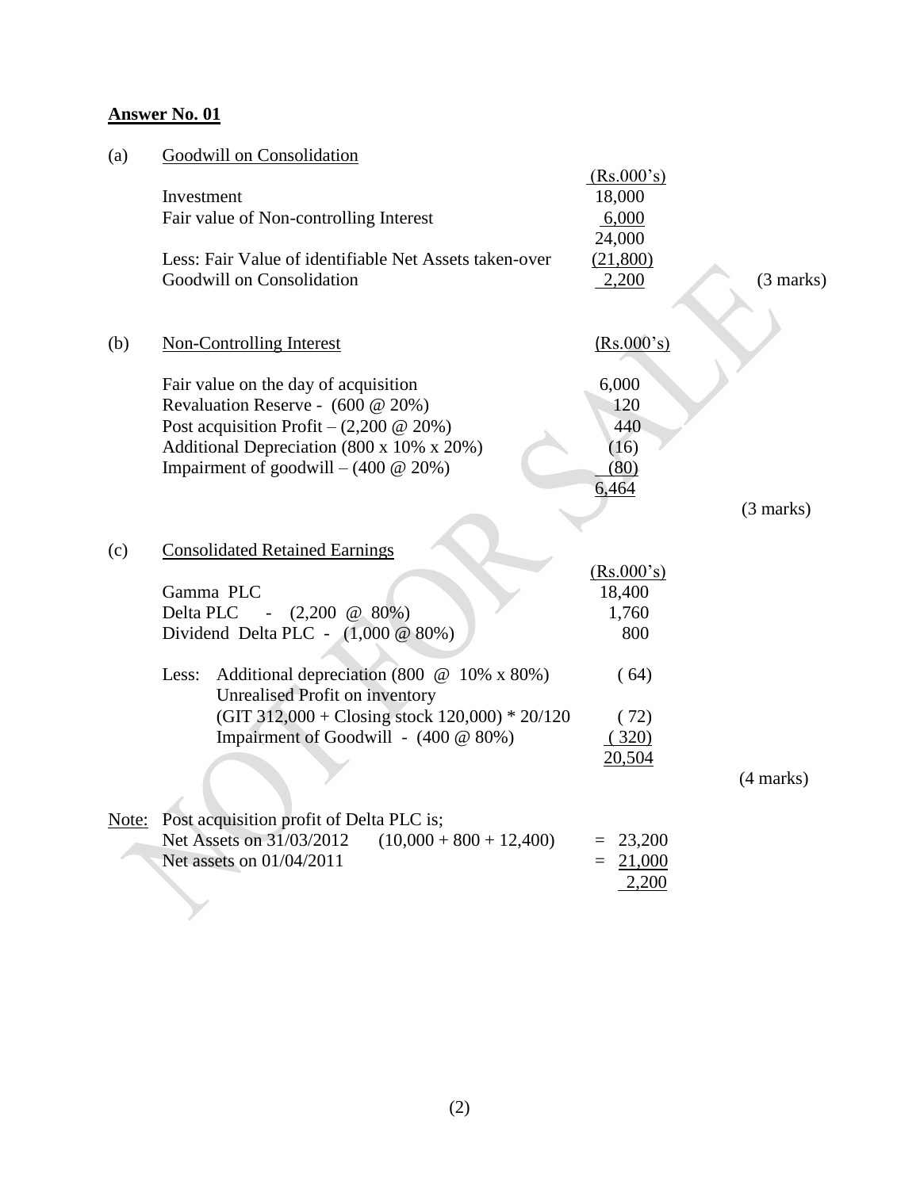**Answer No. 01**

(a) Goodwill on Consolidation

| | (Rs.000's) | |
|---|---|---|
| Investment | 18,000 | |
| Fair value of Non-controlling Interest | 6,000 | |
| | 24,000 | |
| Less: Fair Value of identifiable Net Assets taken-over | (21,800) | |
| Goodwill on Consolidation | 2,200 | (3 marks) |

(b) Non-Controlling Interest

| | (Rs.000's) | |
|---|---|---|
| Fair value on the day of acquisition | 6,000 | |
| Revaluation Reserve - (600 @ 20%) | 120 | |
| Post acquisition Profit – (2,200 @ 20%) | 440 | |
| Additional Depreciation (800 x 10% x 20%) | (16) | |
| Impairment of goodwill – (400 @ 20%) | (80) | |
| | 6,464 | |
| | | (3 marks) |

(c) Consolidated Retained Earnings

| | (Rs.000's) | |
|---|---|---|
| Gamma PLC | 18,400 | |
| Delta PLC - (2,200 @ 80%) | 1,760 | |
| Dividend Delta PLC - (1,000 @ 80%) | 800 | |
| Less: Additional depreciation (800 @ 10% x 80%) | (64) | |
| Unrealised Profit on inventory (GIT 312,000 + Closing stock 120,000) * 20/120 | (72) | |
| Impairment of Goodwill - (400 @ 80%) | (320) | |
| | 20,504 | |
| | | (4 marks) |

Note: Post acquisition profit of Delta PLC is;

| | | |
|---|---|---|
| Net Assets on 31/03/2012 | (10,000 + 800 + 12,400) | = 23,200 |
| Net assets on 01/04/2011 | | = 21,000 |
| | | 2,200 |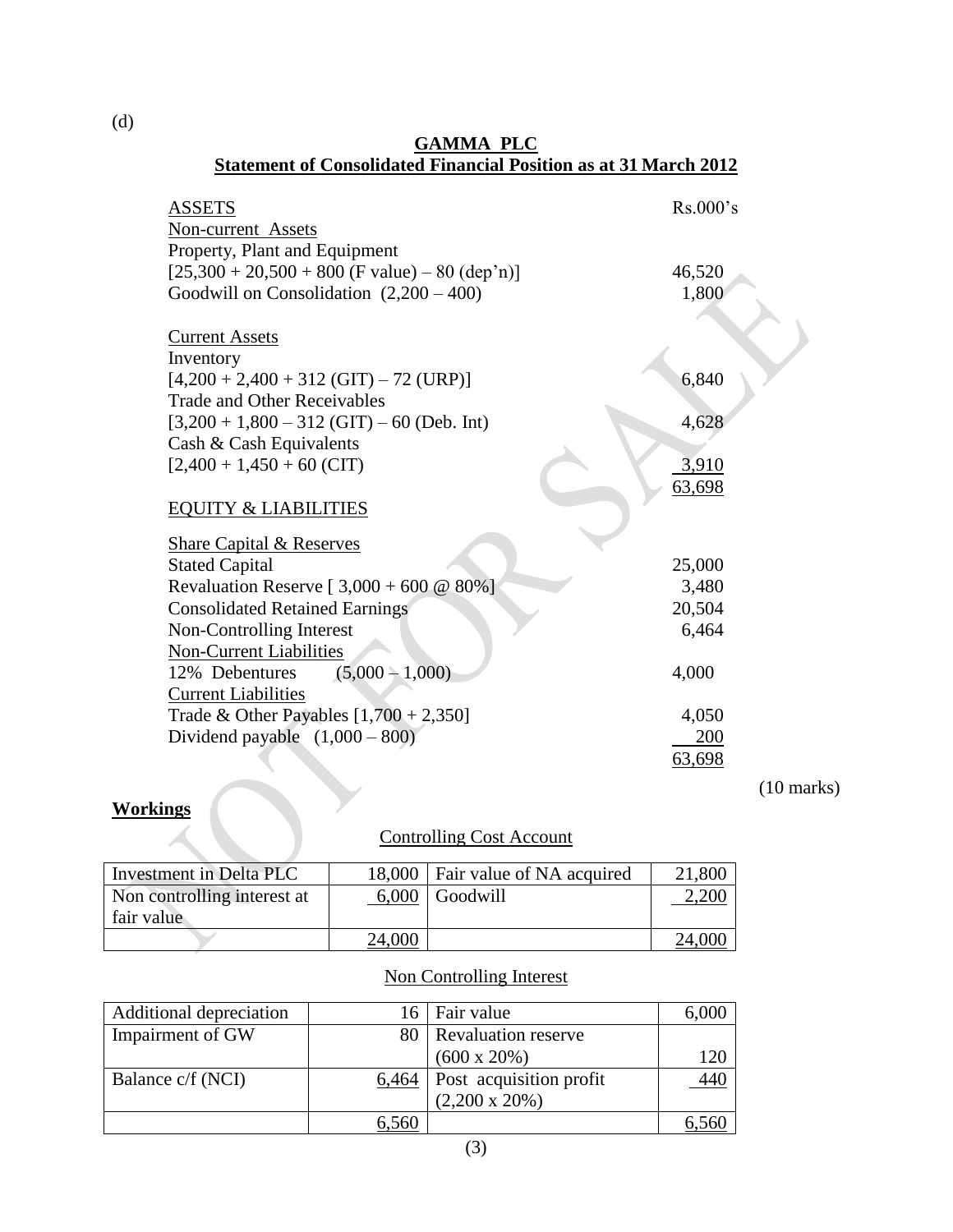(d)

**GAMMA PLC**
**Statement of Consolidated Financial Position as at 31 March 2012**

| | Rs.000's |
|---|---|
| ASSETS | |
| Non-current Assets | |
| Property, Plant and Equipment | |
| [25,300 + 20,500 + 800 (F value) – 80 (dep'n)] | 46,520 |
| Goodwill on Consolidation (2,200 – 400) | 1,800 |
| | |
| Current Assets | |
| Inventory | |
| [4,200 + 2,400 + 312 (GIT) – 72 (URP)] | 6,840 |
| Trade and Other Receivables | |
| [3,200 + 1,800 – 312 (GIT) – 60 (Deb. Int) | 4,628 |
| Cash & Cash Equivalents | |
| [2,400 + 1,450 + 60 (CIT) | 3,910 |
| | 63,698 |
| EQUITY & LIABILITIES | |
| Share Capital & Reserves | |
| Stated Capital | 25,000 |
| Revaluation Reserve [ 3,000 + 600 @ 80%] | 3,480 |
| Consolidated Retained Earnings | 20,504 |
| Non-Controlling Interest | 6,464 |
| Non-Current Liabilities | |
| 12% Debentures (5,000 – 1,000) | 4,000 |
| Current Liabilities | |
| Trade & Other Payables [1,700 + 2,350] | 4,050 |
| Dividend payable (1,000 – 800) | 200 |
| | 63,698 |

(10 marks)

**Workings**

Controlling Cost Account

| | | | |
|---|---|---|---|
| Investment in Delta PLC | 18,000 | Fair value of NA acquired | 21,800 |
| Non controlling interest at fair value | 6,000 | Goodwill | 2,200 |
| | 24,000 | | 24,000 |

Non Controlling Interest

| | | | |
|---|---|---|---|
| Additional depreciation | 16 | Fair value | 6,000 |
| Impairment of GW | 80 | Revaluation reserve (600 x 20%) | 120 |
| Balance c/f (NCI) | 6,464 | Post acquisition profit (2,200 x 20%) | 440 |
| | 6,560 | | 6,560 |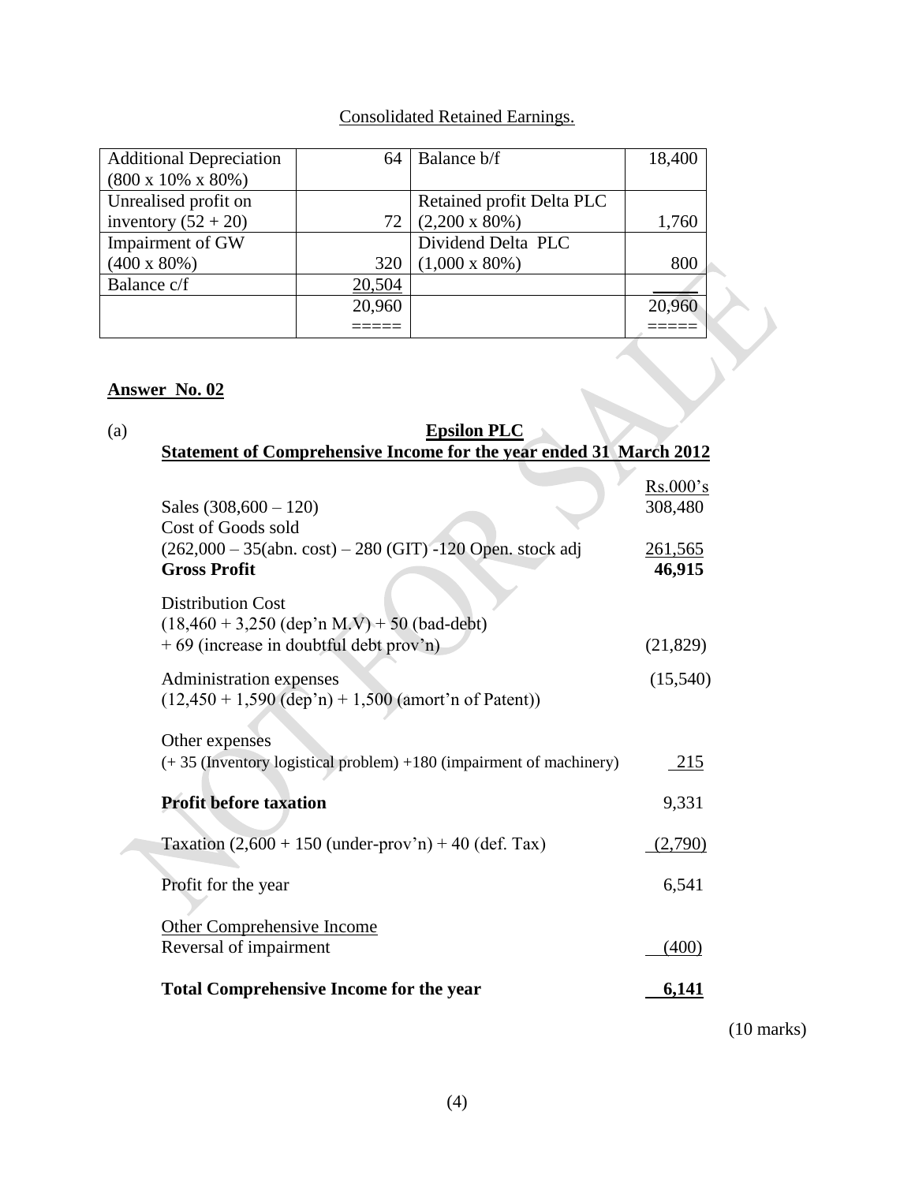Consolidated Retained Earnings.

| | | | |
|---|---|---|---|
| Additional Depreciation (800 x 10% x 80%) | 64 | Balance b/f | 18,400 |
| Unrealised profit on inventory (52 + 20) | 72 | Retained profit Delta PLC (2,200 x 80%) | 1,760 |
| Impairment of GW (400 x 80%) | 320 | Dividend Delta PLC (1,000 x 80%) | 800 |
| Balance c/f | 20,504 | | |
| | 20,960 | | 20,960 |
| | ===== | | ===== |

**Answer No. 02**

(a)

**Epsilon PLC**

**Statement of Comprehensive Income for the year ended 31 March 2012**

| | Rs.000's |
|---|---|
| Sales (308,600 – 120) | 308,480 |
| Cost of Goods sold<br>(262,000 – 35(abn. cost) – 280 (GIT) -120 Open. stock adj | 261,565 |
| **Gross Profit** | **46,915** |
| Distribution Cost<br>(18,460 + 3,250 (dep'n M.V) + 50 (bad-debt)<br>+ 69 (increase in doubtful debt prov'n) | (21,829) |
| Administration expenses<br>(12,450 + 1,590 (dep'n) + 1,500 (amort'n of Patent)) | (15,540) |
| Other expenses<br>(+ 35 (Inventory logistical problem) +180 (impairment of machinery) | 215 |
| **Profit before taxation** | 9,331 |
| Taxation (2,600 + 150 (under-prov'n) + 40 (def. Tax) | (2,790) |
| Profit for the year | 6,541 |
| Other Comprehensive Income<br>Reversal of impairment | (400) |
| **Total Comprehensive Income for the year** | **6,141** |

(10 marks)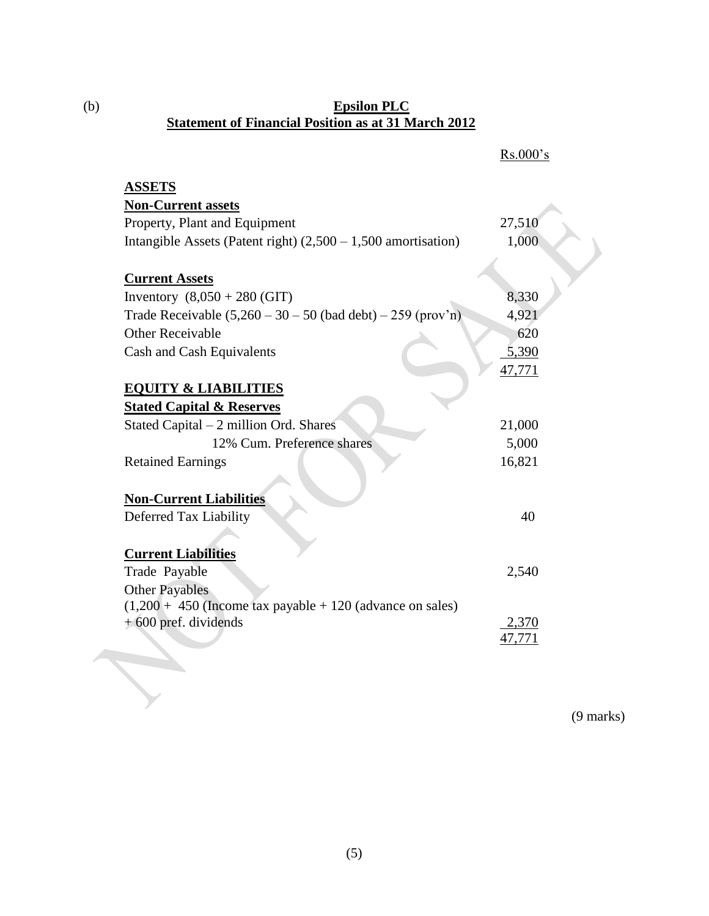(b)

**Epsilon PLC**
**Statement of Financial Position as at 31 March 2012**

| | Rs.000's |
|---|---|
| **ASSETS** | |
| **Non-Current assets** | |
| Property, Plant and Equipment | 27,510 |
| Intangible Assets (Patent right) (2,500 – 1,500 amortisation) | 1,000 |
| | |
| **Current Assets** | |
| Inventory (8,050 + 280 (GIT) | 8,330 |
| Trade Receivable (5,260 – 30 – 50 (bad debt) – 259 (prov'n) | 4,921 |
| Other Receivable | 620 |
| Cash and Cash Equivalents | 5,390 |
| | 47,771 |
| **EQUITY & LIABILITIES** | |
| **Stated Capital & Reserves** | |
| Stated Capital – 2 million Ord. Shares | 21,000 |
| 12% Cum. Preference shares | 5,000 |
| Retained Earnings | 16,821 |
| | |
| **Non-Current Liabilities** | |
| Deferred Tax Liability | 40 |
| | |
| **Current Liabilities** | |
| Trade Payable | 2,540 |
| Other Payables (1,200 + 450 (Income tax payable + 120 (advance on sales) + 600 pref. dividends | 2,370 |
| | 47,771 |

(9 marks)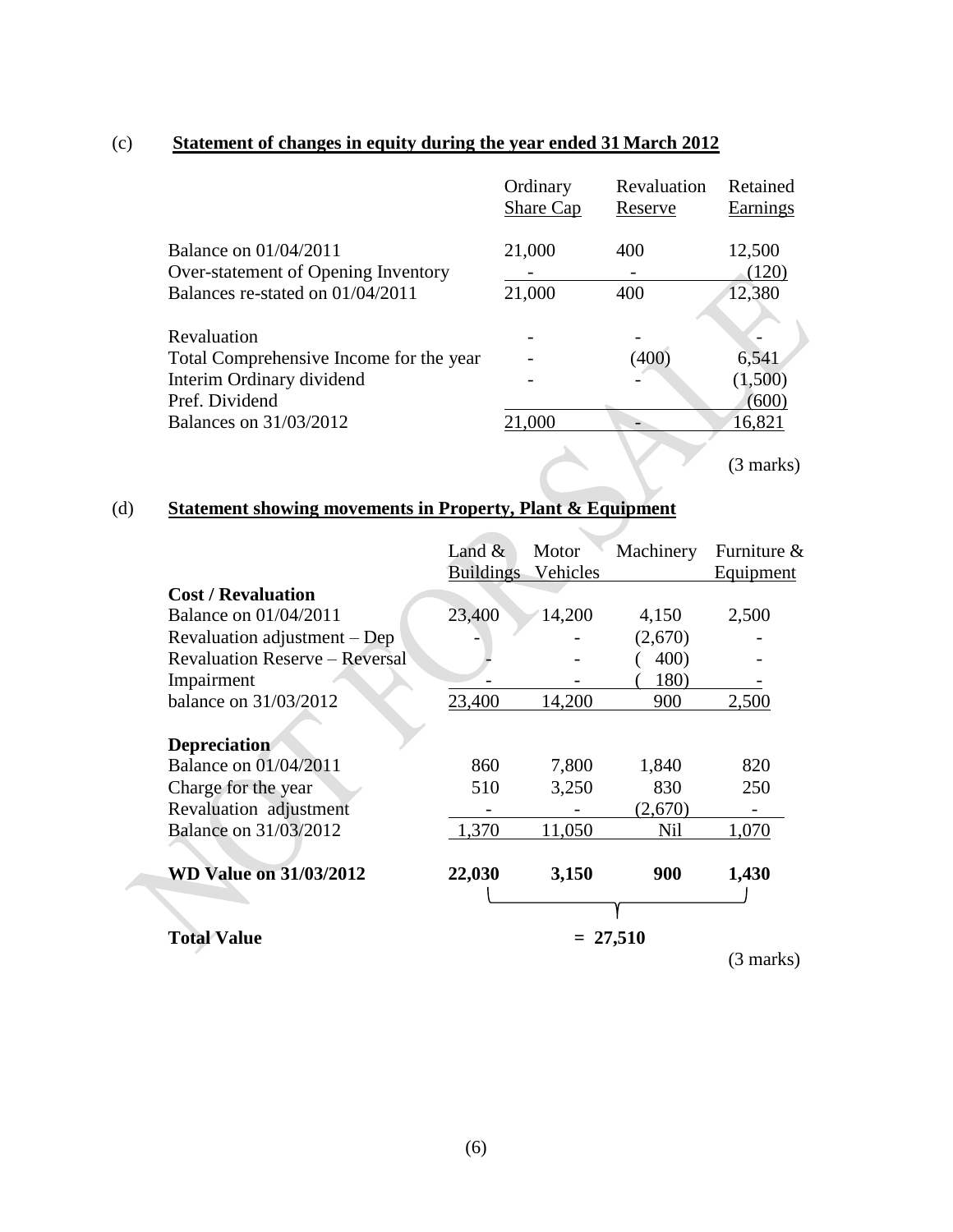(c) **Statement of changes in equity during the year ended 31 March 2012**

| | Ordinary Share Cap | Revaluation Reserve | Retained Earnings |
|---|---|---|---|
| Balance on 01/04/2011 | 21,000 | 400 | 12,500 |
| Over-statement of Opening Inventory | - | - | (120) |
| Balances re-stated on 01/04/2011 | 21,000 | 400 | 12,380 |
| Revaluation | - | - | - |
| Total Comprehensive Income for the year | - | (400) | 6,541 |
| Interim Ordinary dividend | - | - | (1,500) |
| Pref. Dividend | | | (600) |
| Balances on 31/03/2012 | 21,000 | - | 16,821 |

(3 marks)

(d) **Statement showing movements in Property, Plant & Equipment**

| | Land & Buildings | Motor Vehicles | Machinery | Furniture & Equipment |
|---|---|---|---|---|
| **Cost / Revaluation** | | | | |
| Balance on 01/04/2011 | 23,400 | 14,200 | 4,150 | 2,500 |
| Revaluation adjustment – Dep | - | - | (2,670) | - |
| Revaluation Reserve – Reversal | - | - | ( 400) | - |
| Impairment | - | - | ( 180) | - |
| balance on 31/03/2012 | 23,400 | 14,200 | 900 | 2,500 |
| **Depreciation** | | | | |
| Balance on 01/04/2011 | 860 | 7,800 | 1,840 | 820 |
| Charge for the year | 510 | 3,250 | 830 | 250 |
| Revaluation adjustment | - | - | (2,670) | - |
| Balance on 31/03/2012 | 1,370 | 11,050 | Nil | 1,070 |
| **WD Value on 31/03/2012** | **22,030** | **3,150** | **900** | **1,430** |

**Total Value** = **27,510**

(3 marks)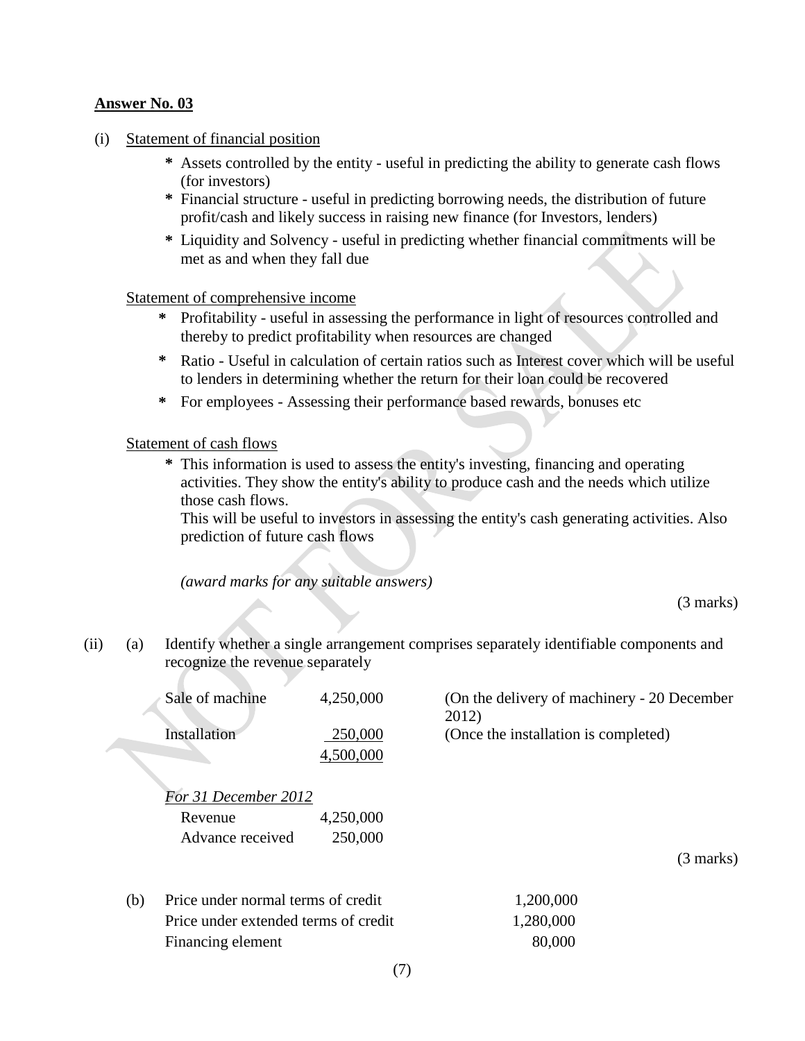**Answer No. 03**

(i) Statement of financial position

- * Assets controlled by the entity - useful in predicting the ability to generate cash flows (for investors)
- * Financial structure - useful in predicting borrowing needs, the distribution of future profit/cash and likely success in raising new finance (for Investors, lenders)
- * Liquidity and Solvency - useful in predicting whether financial commitments will be met as and when they fall due

Statement of comprehensive income

- * Profitability - useful in assessing the performance in light of resources controlled and thereby to predict profitability when resources are changed
- * Ratio - Useful in calculation of certain ratios such as Interest cover which will be useful to lenders in determining whether the return for their loan could be recovered
- * For employees - Assessing their performance based rewards, bonuses etc

Statement of cash flows

- * This information is used to assess the entity's investing, financing and operating activities. They show the entity's ability to produce cash and the needs which utilize those cash flows.

  This will be useful to investors in assessing the entity's cash generating activities. Also prediction of future cash flows

*(award marks for any suitable answers)*

(3 marks)

(ii) (a) Identify whether a single arrangement comprises separately identifiable components and recognize the revenue separately

| | | |
|---|---|---|
| Sale of machine | 4,250,000 | (On the delivery of machinery - 20 December 2012) |
| Installation | 250,000 | (Once the installation is completed) |
| | 4,500,000 | |

*For 31 December 2012*

| | |
|---|---|
| Revenue | 4,250,000 |
| Advance received | 250,000 |

(3 marks)

(b)

| | |
|---|---|
| Price under normal terms of credit | 1,200,000 |
| Price under extended terms of credit | 1,280,000 |
| Financing element | 80,000 |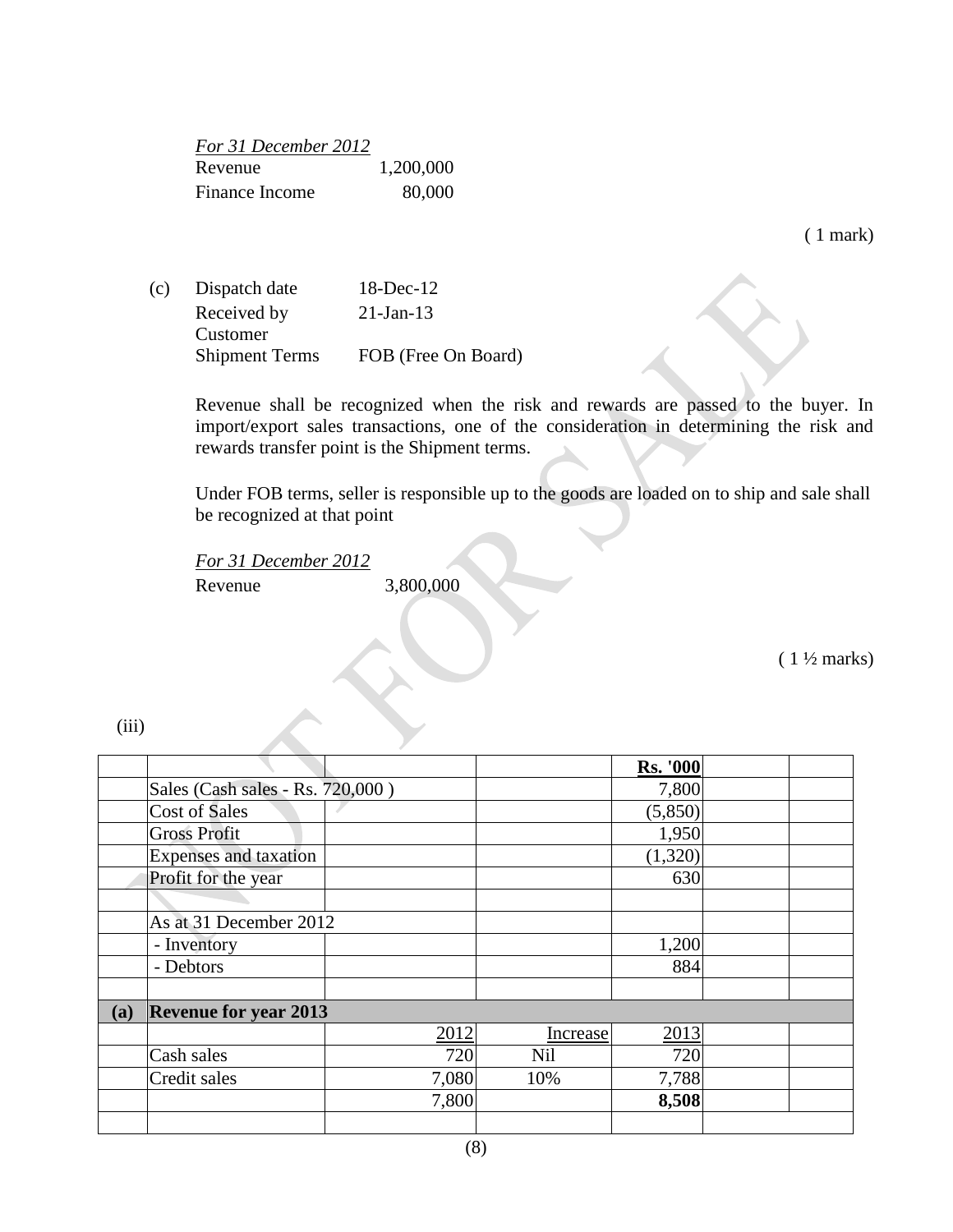*For 31 December 2012*

| | |
|---|---|
| Revenue | 1,200,000 |
| Finance Income | 80,000 |

( 1 mark)

(c)

| | |
|---|---|
| Dispatch date | 18-Dec-12 |
| Received by Customer | 21-Jan-13 |
| Shipment Terms | FOB (Free On Board) |

Revenue shall be recognized when the risk and rewards are passed to the buyer. In import/export sales transactions, one of the consideration in determining the risk and rewards transfer point is the Shipment terms.

Under FOB terms, seller is responsible up to the goods are loaded on to ship and sale shall be recognized at that point

*For 31 December 2012*

| | |
|---|---|
| Revenue | 3,800,000 |

( 1 ½ marks)

(iii)

| | | | | | | |
|---|---|---|---|---|---|---|
| | | | | **Rs. '000** | | |
| | Sales (Cash sales - Rs. 720,000 ) | | | 7,800 | | |
| | Cost of Sales | | | (5,850) | | |
| | Gross Profit | | | 1,950 | | |
| | Expenses and taxation | | | (1,320) | | |
| | Profit for the year | | | 630 | | |
| | | | | | | |
| | As at 31 December 2012 | | | | | |
| | - Inventory | | | 1,200 | | |
| | - Debtors | | | 884 | | |
| | | | | | | |
| **(a)** | **Revenue for year 2013** | | | | | |
| | | 2012 | Increase | 2013 | | |
| | Cash sales | 720 | Nil | 720 | | |
| | Credit sales | 7,080 | 10% | 7,788 | | |
| | | 7,800 | | **8,508** | | |
| | | | | | | |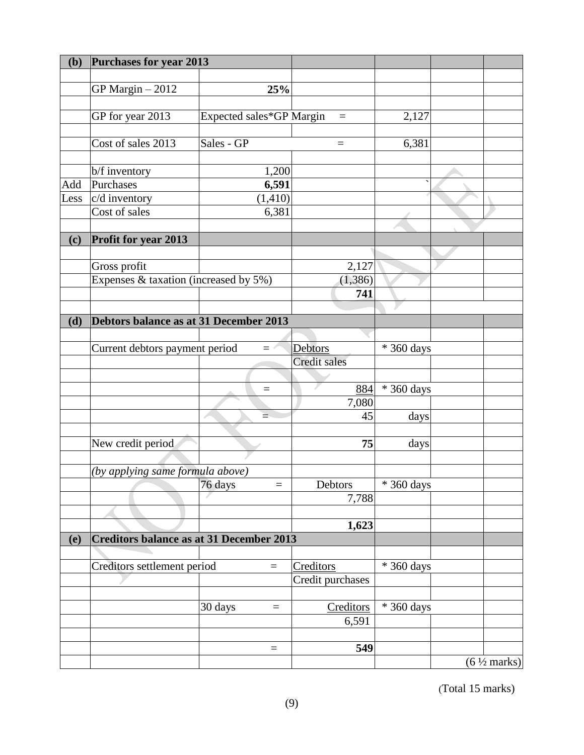| (b) | Purchases for year 2013 | | | | | |
|---|---|---|---|---|---|---|
| | | | | | | |
| | GP Margin – 2012 | **25%** | | | | |
| | | | | | | |
| | GP for year 2013 | Expected sales*GP Margin | = | 2,127 | | |
| | | | | | | |
| | Cost of sales 2013 | Sales - GP | = | 6,381 | | |
| | | | | | | |
| | b/f inventory | 1,200 | | | | |
| Add | Purchases | **6,591** | | ` | | |
| Less | c/d inventory | (1,410) | | | | |
| | Cost of sales | 6,381 | | | | |
| | | | | | | |
| **(c)** | **Profit for year 2013** | | | | | |
| | | | | | | |
| | Gross profit | | 2,127 | | | |
| | Expenses & taxation (increased by 5%) | | (1,386) | | | |
| | | | **741** | | | |
| | | | | | | |
| **(d)** | **Debtors balance as at 31 December 2013** | | | | | |
| | | | | | | |
| | Current debtors payment period | = | Debtors | * 360 days | | |
| | | | Credit sales | | | |
| | | | | | | |
| | | = | 884 | * 360 days | | |
| | | | 7,080 | | | |
| | | = | 45 | days | | |
| | | | | | | |
| | New credit period | | **75** | days | | |
| | | | | | | |
| | *(by applying same formula above)* | | | | | |
| | | 76 days = | Debtors | * 360 days | | |
| | | | 7,788 | | | |
| | | | | | | |
| | | | **1,623** | | | |
| **(e)** | **Creditors balance as at 31 December 2013** | | | | | |
| | | | | | | |
| | Creditors settlement period | = | Creditors | * 360 days | | |
| | | | Credit purchases | | | |
| | | | | | | |
| | | 30 days = | Creditors | * 360 days | | |
| | | | 6,591 | | | |
| | | | | | | |
| | | = | **549** | | | |
| | | | | | | (6 ½ marks) |

(Total 15 marks)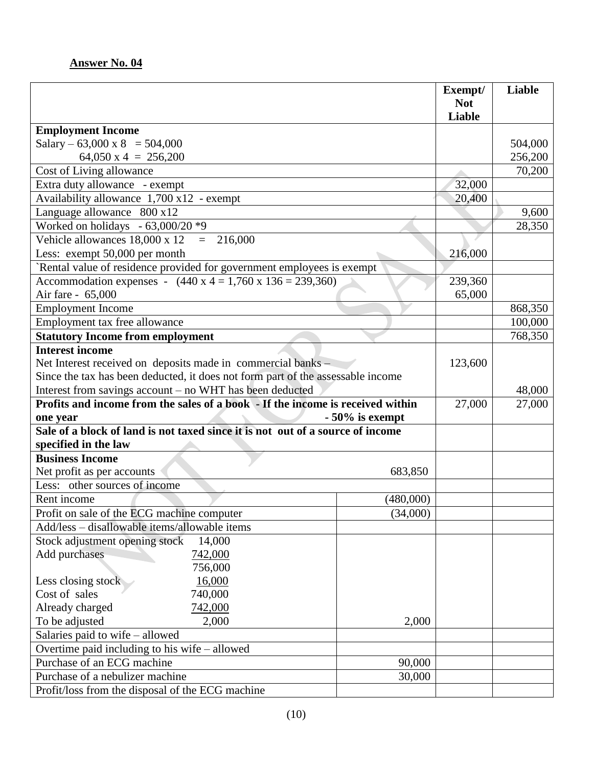**Answer No. 04**

| | | Exempt/ Not Liable | Liable |
|---|---|---|---|
| **Employment Income** | | | |
| Salary – 63,000 x 8 = 504,000 | | | 504,000 |
| 64,050 x 4 = 256,200 | | | 256,200 |
| Cost of Living allowance | | | 70,200 |
| Extra duty allowance - exempt | | 32,000 | |
| Availability allowance 1,700 x12 - exempt | | 20,400 | |
| Language allowance 800 x12 | | | 9,600 |
| Worked on holidays - 63,000/20 *9 | | | 28,350 |
| Vehicle allowances 18,000 x 12 = 216,000 | | | |
| Less: exempt 50,000 per month | | 216,000 | |
| `Rental value of residence provided for government employees is exempt | | | |
| Accommodation expenses - (440 x 4 = 1,760 x 136 = 239,360) | | 239,360 | |
| Air fare - 65,000 | | 65,000 | |
| Employment Income | | | 868,350 |
| Employment tax free allowance | | | 100,000 |
| **Statutory Income from employment** | | | 768,350 |
| **Interest income** | | | |
| Net Interest received on deposits made in commercial banks – | | 123,600 | |
| Since the tax has been deducted, it does not form part of the assessable income | | | |
| Interest from savings account – no WHT has been deducted | | | 48,000 |
| **Profits and income from the sales of a book - If the income is received within one year - 50% is exempt** | | 27,000 | 27,000 |
| **Sale of a block of land is not taxed since it is not out of a source of income specified in the law** | | | |
| **Business Income** | | | |
| Net profit as per accounts | 683,850 | | |
| Less: other sources of income | | | |
| Rent income | (480,000) | | |
| Profit on sale of the ECG machine computer | (34,000) | | |
| Add/less – disallowable items/allowable items | | | |
| Stock adjustment opening stock 14,000<br>Add purchases 742,000<br>756,000<br>Less closing stock 16,000<br>Cost of sales 740,000<br>Already charged 742,000<br>To be adjusted 2,000 | 2,000 | | |
| Salaries paid to wife – allowed | | | |
| Overtime paid including to his wife – allowed | | | |
| Purchase of an ECG machine | 90,000 | | |
| Purchase of a nebulizer machine | 30,000 | | |
| Profit/loss from the disposal of the ECG machine | | | |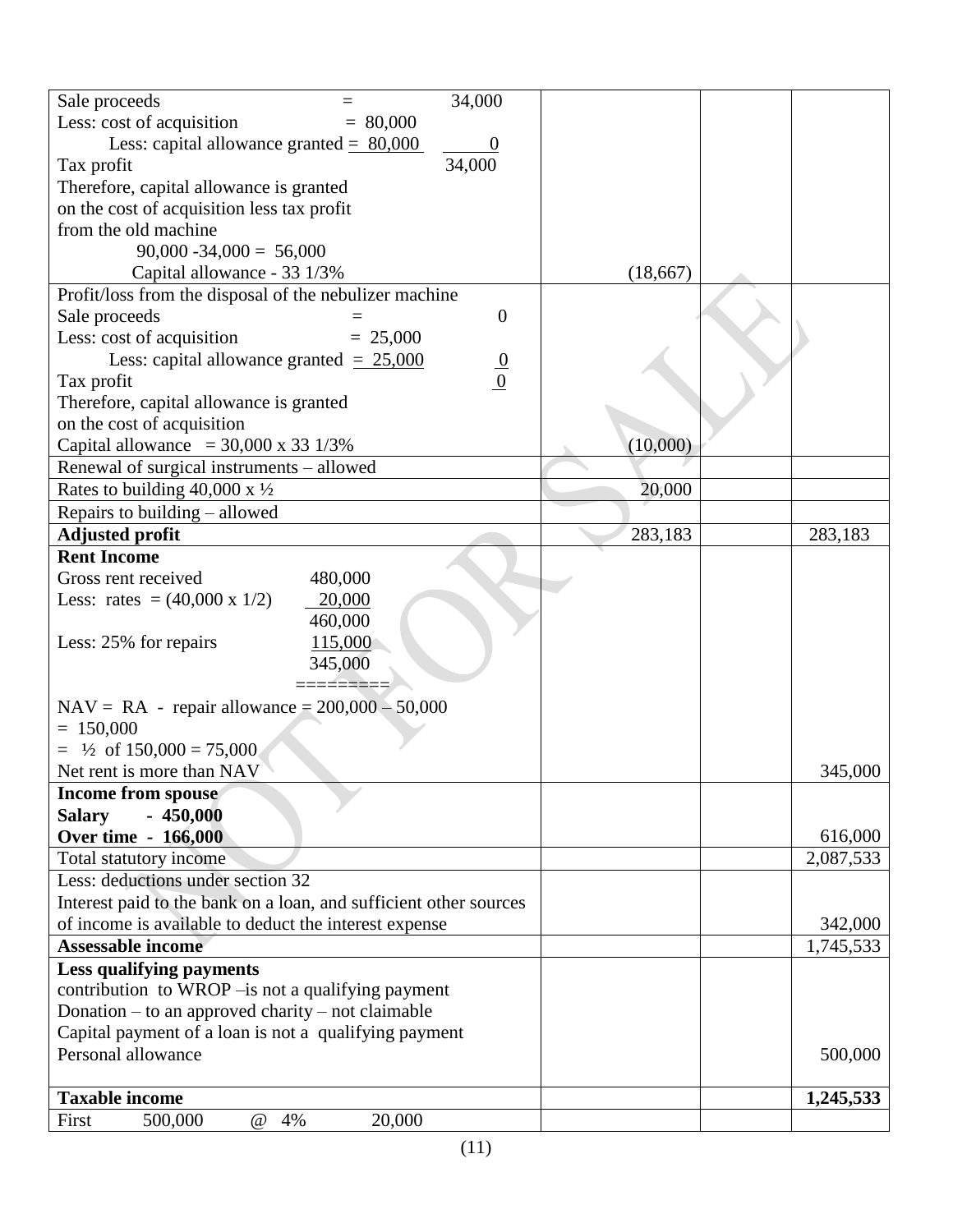| | | | |
|---|---|---|---|
| Sale proceeds = 34,000<br>Less: cost of acquisition = 80,000<br>Less: capital allowance granted = 80,000 0<br>Tax profit 34,000<br>Therefore, capital allowance is granted on the cost of acquisition less tax profit from the old machine<br>90,000 -34,000 = 56,000<br>Capital allowance - 33 1/3% | (18,667) | | |
| Profit/loss from the disposal of the nebulizer machine<br>Sale proceeds = 0<br>Less: cost of acquisition = 25,000<br>Less: capital allowance granted = 25,000 0<br>Tax profit 0<br>Therefore, capital allowance is granted on the cost of acquisition<br>Capital allowance = 30,000 x 33 1/3% | (10,000) | | |
| Renewal of surgical instruments – allowed | | | |
| Rates to building 40,000 x ½ | 20,000 | | |
| Repairs to building – allowed | | | |
| **Adjusted profit** | 283,183 | | 283,183 |
| **Rent Income**<br>Gross rent received 480,000<br>Less: rates = (40,000 x 1/2) 20,000<br>460,000<br>Less: 25% for repairs 115,000<br>345,000<br>========<br>NAV = RA - repair allowance = 200,000 – 50,000<br>= 150,000<br>= ½ of 150,000 = 75,000<br>Net rent is more than NAV | | | 345,000 |
| **Income from spouse**<br>**Salary - 450,000**<br>**Over time - 166,000** | | | 616,000 |
| Total statutory income | | | 2,087,533 |
| Less: deductions under section 32<br>Interest paid to the bank on a loan, and sufficient other sources of income is available to deduct the interest expense | | | 342,000 |
| **Assessable income** | | | 1,745,533 |
| **Less qualifying payments**<br>contribution to WROP –is not a qualifying payment<br>Donation – to an approved charity – not claimable<br>Capital payment of a loan is not a qualifying payment<br>Personal allowance | | | 500,000 |
| **Taxable income** | | | **1,245,533** |
| First 500,000 @ 4% 20,000 | | | |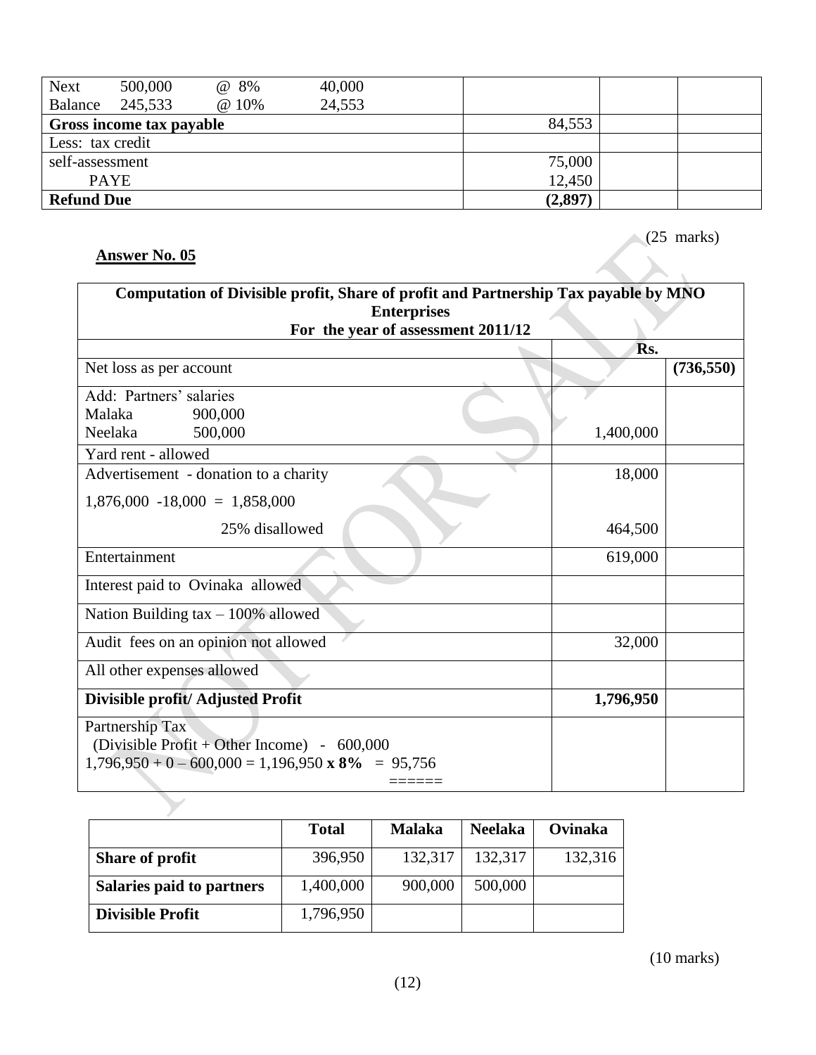| | | | | | | |
|---|---|---|---|---|---|---|
| Next 500,000 @ 8% | | | 40,000 | | | |
| Balance 245,533 @ 10% | | | 24,553 | | | |
| **Gross income tax payable** | | | | 84,553 | | |
| Less: tax credit | | | | | | |
| self-assessment | | | | 75,000 | | |
| PAYE | | | | 12,450 | | |
| **Refund Due** | | | | **(2,897)** | | |

(25 marks)

**Answer No. 05**

| **Computation of Divisible profit, Share of profit and Partnership Tax payable by MNO Enterprises For the year of assessment 2011/12** | | |
|---|---|---|
| | **Rs.** | |
| Net loss as per account | | **(736,550)** |
| Add: Partners' salaries<br>Malaka 900,000<br>Neelaka 500,000 | 1,400,000 | |
| Yard rent - allowed | | |
| Advertisement - donation to a charity | 18,000 | |
| 1,876,000 -18,000 = 1,858,000<br>25% disallowed | 464,500 | |
| Entertainment | 619,000 | |
| Interest paid to Ovinaka allowed | | |
| Nation Building tax – 100% allowed | | |
| Audit fees on an opinion not allowed | 32,000 | |
| All other expenses allowed | | |
| **Divisible profit/ Adjusted Profit** | **1,796,950** | |
| Partnership Tax<br>(Divisible Profit + Other Income) - 600,000<br>1,796,950 + 0 – 600,000 = 1,196,950 **x 8%** = 95,756<br>===== | | |

| | **Total** | **Malaka** | **Neelaka** | **Ovinaka** |
|---|---|---|---|---|
| **Share of profit** | 396,950 | 132,317 | 132,317 | 132,316 |
| **Salaries paid to partners** | 1,400,000 | 900,000 | 500,000 | |
| **Divisible Profit** | 1,796,950 | | | |

(10 marks)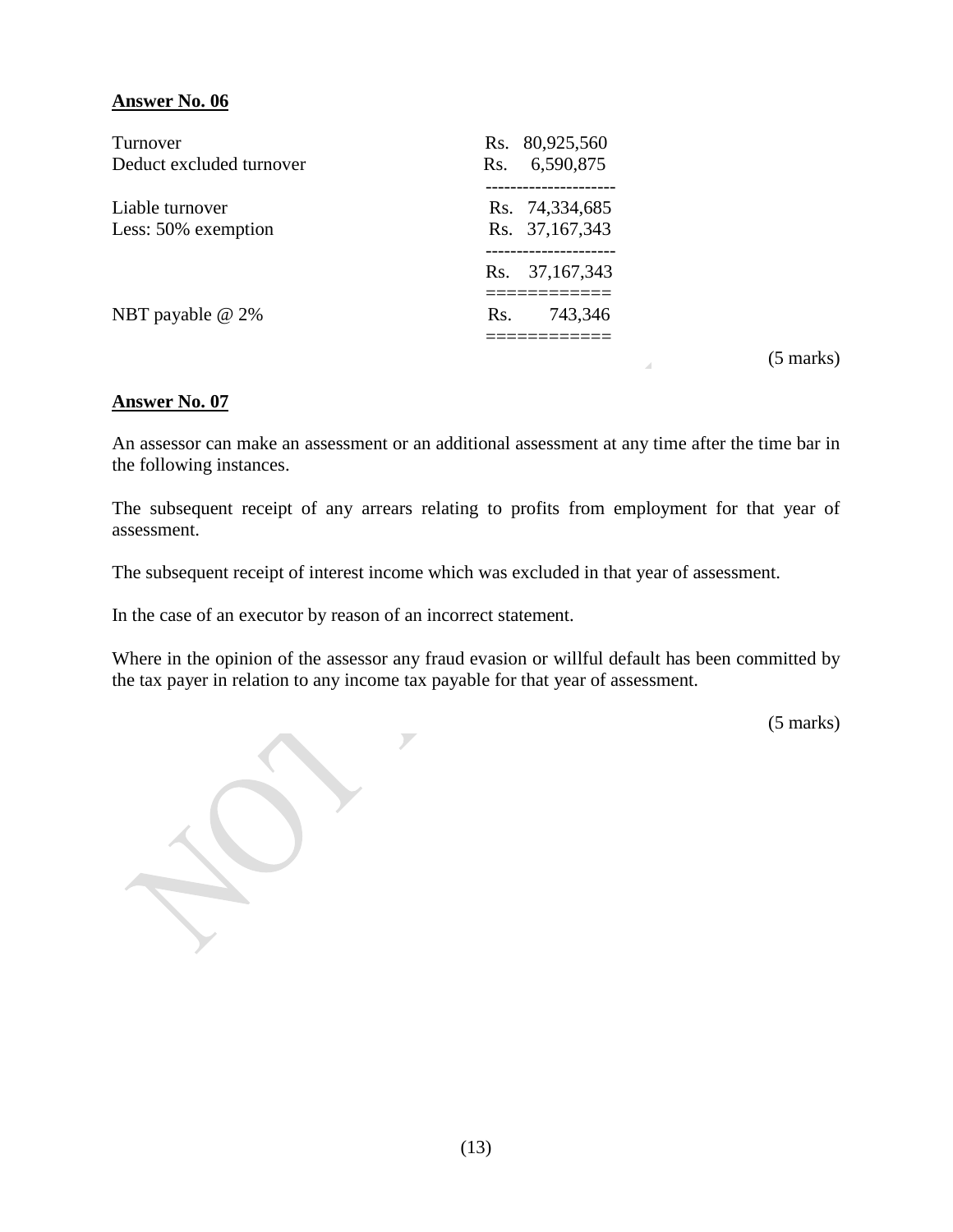**Answer No. 06**

| | |
|---|---|
| Turnover | Rs. 80,925,560 |
| Deduct excluded turnover | Rs. 6,590,875 |
| Liable turnover | Rs. 74,334,685 |
| Less: 50% exemption | Rs. 37,167,343 |
| | Rs. 37,167,343 |
| NBT payable @ 2% | Rs. 743,346 |

(5 marks)

**Answer No. 07**

An assessor can make an assessment or an additional assessment at any time after the time bar in the following instances.

The subsequent receipt of any arrears relating to profits from employment for that year of assessment.

The subsequent receipt of interest income which was excluded in that year of assessment.

In the case of an executor by reason of an incorrect statement.

Where in the opinion of the assessor any fraud evasion or willful default has been committed by the tax payer in relation to any income tax payable for that year of assessment.

(5 marks)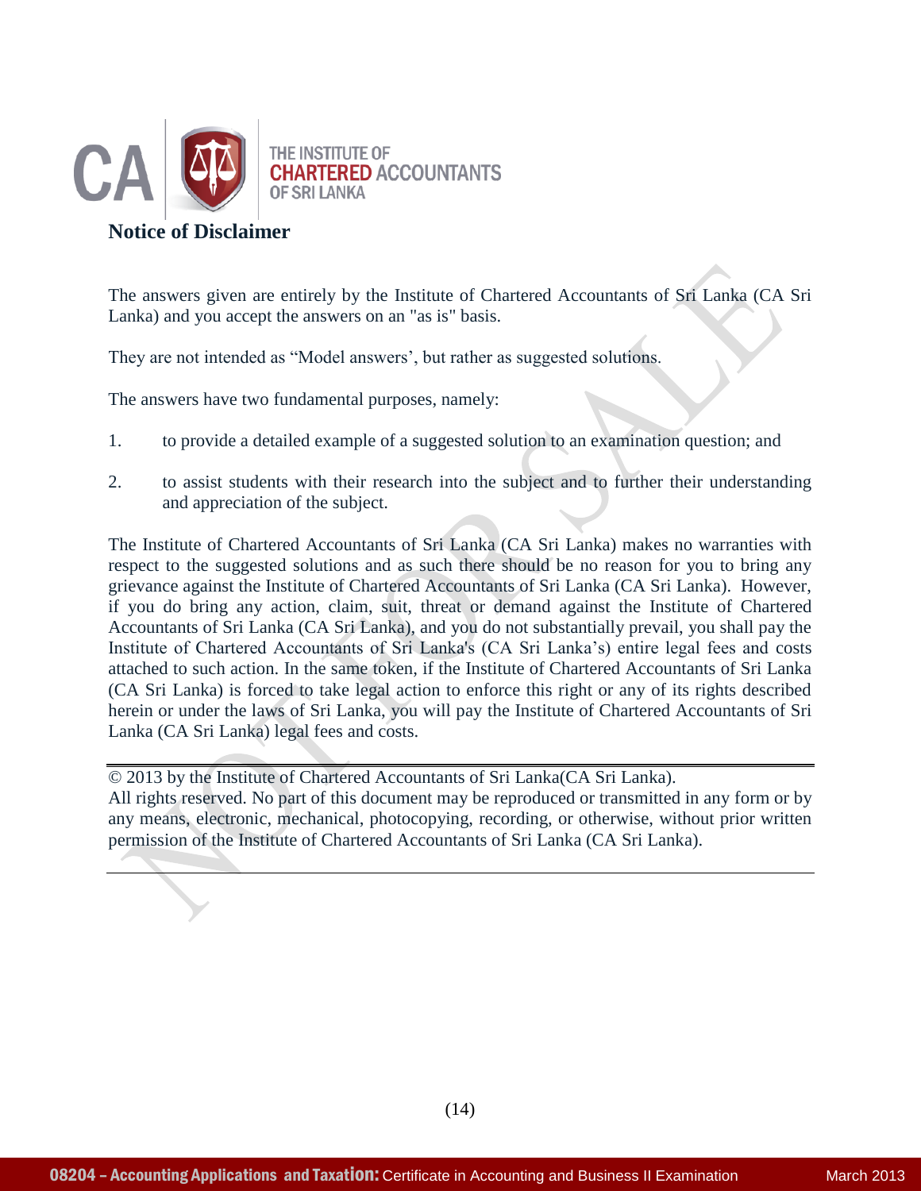THE INSTITUTE OF CHARTERED ACCOUNTANTS OF SRI LANKA

## Notice of Disclaimer

The answers given are entirely by the Institute of Chartered Accountants of Sri Lanka (CA Sri Lanka) and you accept the answers on an "as is" basis.

They are not intended as "Model answers', but rather as suggested solutions.

The answers have two fundamental purposes, namely:

1. to provide a detailed example of a suggested solution to an examination question; and

2. to assist students with their research into the subject and to further their understanding and appreciation of the subject.

The Institute of Chartered Accountants of Sri Lanka (CA Sri Lanka) makes no warranties with respect to the suggested solutions and as such there should be no reason for you to bring any grievance against the Institute of Chartered Accountants of Sri Lanka (CA Sri Lanka). However, if you do bring any action, claim, suit, threat or demand against the Institute of Chartered Accountants of Sri Lanka (CA Sri Lanka), and you do not substantially prevail, you shall pay the Institute of Chartered Accountants of Sri Lanka's (CA Sri Lanka's) entire legal fees and costs attached to such action. In the same token, if the Institute of Chartered Accountants of Sri Lanka (CA Sri Lanka) is forced to take legal action to enforce this right or any of its rights described herein or under the laws of Sri Lanka, you will pay the Institute of Chartered Accountants of Sri Lanka (CA Sri Lanka) legal fees and costs.

---

© 2013 by the Institute of Chartered Accountants of Sri Lanka(CA Sri Lanka).
All rights reserved. No part of this document may be reproduced or transmitted in any form or by any means, electronic, mechanical, photocopying, recording, or otherwise, without prior written permission of the Institute of Chartered Accountants of Sri Lanka (CA Sri Lanka).

---